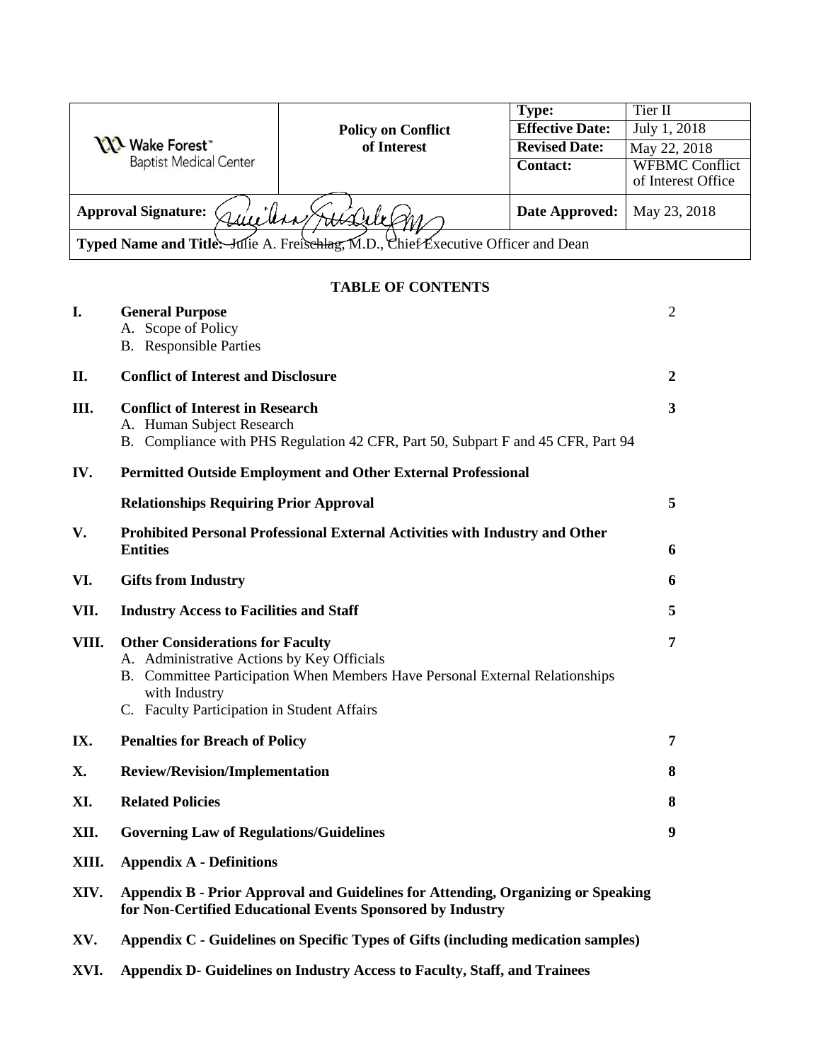| | | | |
|---|---|---|---|
| Wake Forest™ Baptist Medical Center | **Policy on Conflict of Interest** | **Type:** | Tier II |
| | | **Effective Date:** | July 1, 2018 |
| | | **Revised Date:** | May 22, 2018 |
| | | **Contact:** | WFBMC Conflict of Interest Office |
| **Approval Signature:** | | **Date Approved:** | May 23, 2018 |
| **Typed Name and Title:** Julie A. Freischlag, M.D., Chief Executive Officer and Dean | | | |

## TABLE OF CONTENTS

| | | |
|---|---|---|
| **I.** | **General Purpose**<br>A. Scope of Policy<br>B. Responsible Parties | 2 |
| **II.** | **Conflict of Interest and Disclosure** | **2** |
| **III.** | **Conflict of Interest in Research**<br>A. Human Subject Research<br>B. Compliance with PHS Regulation 42 CFR, Part 50, Subpart F and 45 CFR, Part 94 | **3** |
| **IV.** | **Permitted Outside Employment and Other External Professional Relationships Requiring Prior Approval** | **5** |
| **V.** | **Prohibited Personal Professional External Activities with Industry and Other Entities** | **6** |
| **VI.** | **Gifts from Industry** | **6** |
| **VII.** | **Industry Access to Facilities and Staff** | **5** |
| **VIII.** | **Other Considerations for Faculty**<br>A. Administrative Actions by Key Officials<br>B. Committee Participation When Members Have Personal External Relationships with Industry<br>C. Faculty Participation in Student Affairs | **7** |
| **IX.** | **Penalties for Breach of Policy** | **7** |
| **X.** | **Review/Revision/Implementation** | **8** |
| **XI.** | **Related Policies** | **8** |
| **XII.** | **Governing Law of Regulations/Guidelines** | **9** |
| **XIII.** | **Appendix A - Definitions** | |
| **XIV.** | **Appendix B - Prior Approval and Guidelines for Attending, Organizing or Speaking for Non-Certified Educational Events Sponsored by Industry** | |
| **XV.** | **Appendix C - Guidelines on Specific Types of Gifts (including medication samples)** | |
| **XVI.** | **Appendix D- Guidelines on Industry Access to Faculty, Staff, and Trainees** | |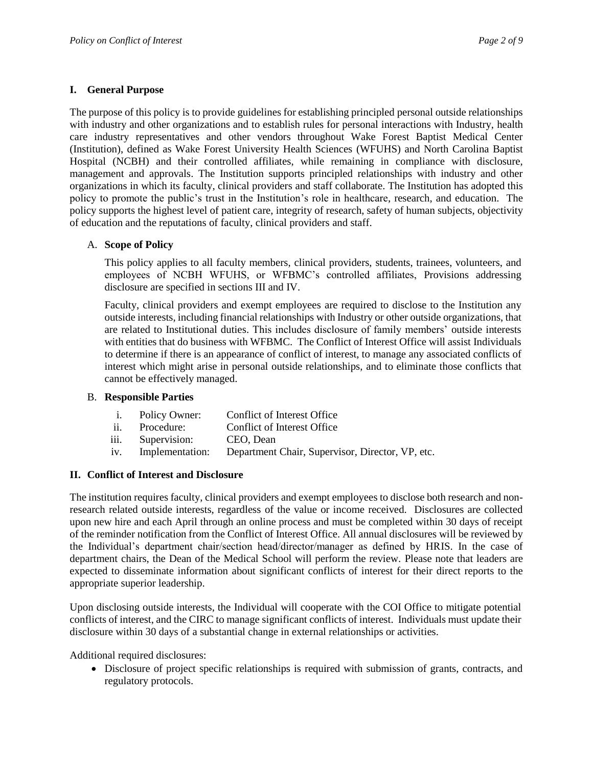## I. General Purpose

The purpose of this policy is to provide guidelines for establishing principled personal outside relationships with industry and other organizations and to establish rules for personal interactions with Industry, health care industry representatives and other vendors throughout Wake Forest Baptist Medical Center (Institution), defined as Wake Forest University Health Sciences (WFUHS) and North Carolina Baptist Hospital (NCBH) and their controlled affiliates, while remaining in compliance with disclosure, management and approvals. The Institution supports principled relationships with industry and other organizations in which its faculty, clinical providers and staff collaborate. The Institution has adopted this policy to promote the public's trust in the Institution's role in healthcare, research, and education. The policy supports the highest level of patient care, integrity of research, safety of human subjects, objectivity of education and the reputations of faculty, clinical providers and staff.

### A. Scope of Policy

This policy applies to all faculty members, clinical providers, students, trainees, volunteers, and employees of NCBH WFUHS, or WFBMC's controlled affiliates, Provisions addressing disclosure are specified in sections III and IV.

Faculty, clinical providers and exempt employees are required to disclose to the Institution any outside interests, including financial relationships with Industry or other outside organizations, that are related to Institutional duties. This includes disclosure of family members' outside interests with entities that do business with WFBMC. The Conflict of Interest Office will assist Individuals to determine if there is an appearance of conflict of interest, to manage any associated conflicts of interest which might arise in personal outside relationships, and to eliminate those conflicts that cannot be effectively managed.

### B. Responsible Parties

| | | |
|---|---|---|
| i. | Policy Owner: | Conflict of Interest Office |
| ii. | Procedure: | Conflict of Interest Office |
| iii. | Supervision: | CEO, Dean |
| iv. | Implementation: | Department Chair, Supervisor, Director, VP, etc. |

## II. Conflict of Interest and Disclosure

The institution requires faculty, clinical providers and exempt employees to disclose both research and non-research related outside interests, regardless of the value or income received. Disclosures are collected upon new hire and each April through an online process and must be completed within 30 days of receipt of the reminder notification from the Conflict of Interest Office. All annual disclosures will be reviewed by the Individual's department chair/section head/director/manager as defined by HRIS. In the case of department chairs, the Dean of the Medical School will perform the review. Please note that leaders are expected to disseminate information about significant conflicts of interest for their direct reports to the appropriate superior leadership.

Upon disclosing outside interests, the Individual will cooperate with the COI Office to mitigate potential conflicts of interest, and the CIRC to manage significant conflicts of interest. Individuals must update their disclosure within 30 days of a substantial change in external relationships or activities.

Additional required disclosures:

- Disclosure of project specific relationships is required with submission of grants, contracts, and regulatory protocols.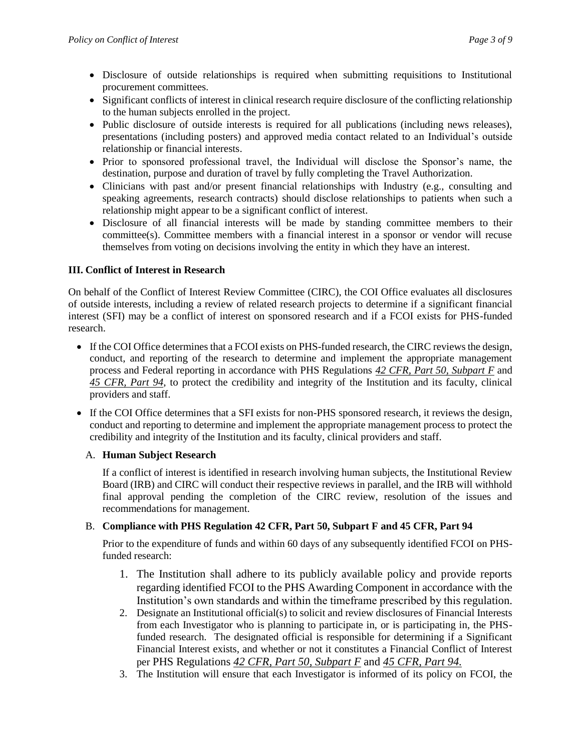- Disclosure of outside relationships is required when submitting requisitions to Institutional procurement committees.
- Significant conflicts of interest in clinical research require disclosure of the conflicting relationship to the human subjects enrolled in the project.
- Public disclosure of outside interests is required for all publications (including news releases), presentations (including posters) and approved media contact related to an Individual's outside relationship or financial interests.
- Prior to sponsored professional travel, the Individual will disclose the Sponsor's name, the destination, purpose and duration of travel by fully completing the Travel Authorization.
- Clinicians with past and/or present financial relationships with Industry (e.g., consulting and speaking agreements, research contracts) should disclose relationships to patients when such a relationship might appear to be a significant conflict of interest.
- Disclosure of all financial interests will be made by standing committee members to their committee(s). Committee members with a financial interest in a sponsor or vendor will recuse themselves from voting on decisions involving the entity in which they have an interest.

### III. Conflict of Interest in Research

On behalf of the Conflict of Interest Review Committee (CIRC), the COI Office evaluates all disclosures of outside interests, including a review of related research projects to determine if a significant financial interest (SFI) may be a conflict of interest on sponsored research and if a FCOI exists for PHS-funded research.

- If the COI Office determines that a FCOI exists on PHS-funded research, the CIRC reviews the design, conduct, and reporting of the research to determine and implement the appropriate management process and Federal reporting in accordance with PHS Regulations *42 CFR, Part 50, Subpart F* and *45 CFR, Part 94,* to protect the credibility and integrity of the Institution and its faculty, clinical providers and staff.
- If the COI Office determines that a SFI exists for non-PHS sponsored research, it reviews the design, conduct and reporting to determine and implement the appropriate management process to protect the credibility and integrity of the Institution and its faculty, clinical providers and staff.

#### A. Human Subject Research

If a conflict of interest is identified in research involving human subjects, the Institutional Review Board (IRB) and CIRC will conduct their respective reviews in parallel, and the IRB will withhold final approval pending the completion of the CIRC review, resolution of the issues and recommendations for management.

#### B. Compliance with PHS Regulation 42 CFR, Part 50, Subpart F and 45 CFR, Part 94

Prior to the expenditure of funds and within 60 days of any subsequently identified FCOI on PHS-funded research:

1. The Institution shall adhere to its publicly available policy and provide reports regarding identified FCOI to the PHS Awarding Component in accordance with the Institution's own standards and within the timeframe prescribed by this regulation.
2. Designate an Institutional official(s) to solicit and review disclosures of Financial Interests from each Investigator who is planning to participate in, or is participating in, the PHS-funded research. The designated official is responsible for determining if a Significant Financial Interest exists, and whether or not it constitutes a Financial Conflict of Interest per PHS Regulations *42 CFR, Part 50, Subpart F* and *45 CFR, Part 94.*
3. The Institution will ensure that each Investigator is informed of its policy on FCOI, the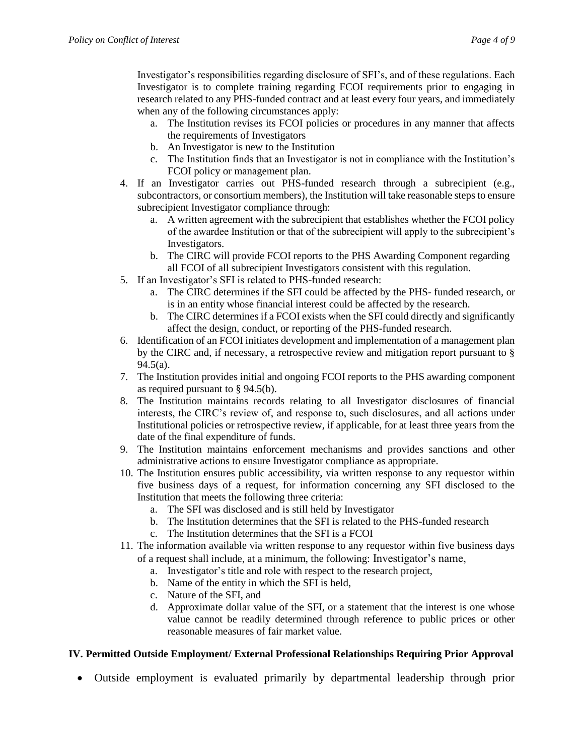Investigator's responsibilities regarding disclosure of SFI's, and of these regulations. Each Investigator is to complete training regarding FCOI requirements prior to engaging in research related to any PHS-funded contract and at least every four years, and immediately when any of the following circumstances apply:

   a. The Institution revises its FCOI policies or procedures in any manner that affects the requirements of Investigators
   b. An Investigator is new to the Institution
   c. The Institution finds that an Investigator is not in compliance with the Institution's FCOI policy or management plan.

4. If an Investigator carries out PHS-funded research through a subrecipient (e.g., subcontractors, or consortium members), the Institution will take reasonable steps to ensure subrecipient Investigator compliance through:
   a. A written agreement with the subrecipient that establishes whether the FCOI policy of the awardee Institution or that of the subrecipient will apply to the subrecipient's Investigators.
   b. The CIRC will provide FCOI reports to the PHS Awarding Component regarding all FCOI of all subrecipient Investigators consistent with this regulation.
5. If an Investigator's SFI is related to PHS-funded research:
   a. The CIRC determines if the SFI could be affected by the PHS- funded research, or is in an entity whose financial interest could be affected by the research.
   b. The CIRC determines if a FCOI exists when the SFI could directly and significantly affect the design, conduct, or reporting of the PHS-funded research.
6. Identification of an FCOI initiates development and implementation of a management plan by the CIRC and, if necessary, a retrospective review and mitigation report pursuant to § 94.5(a).
7. The Institution provides initial and ongoing FCOI reports to the PHS awarding component as required pursuant to § 94.5(b).
8. The Institution maintains records relating to all Investigator disclosures of financial interests, the CIRC's review of, and response to, such disclosures, and all actions under Institutional policies or retrospective review, if applicable, for at least three years from the date of the final expenditure of funds.
9. The Institution maintains enforcement mechanisms and provides sanctions and other administrative actions to ensure Investigator compliance as appropriate.
10. The Institution ensures public accessibility, via written response to any requestor within five business days of a request, for information concerning any SFI disclosed to the Institution that meets the following three criteria:
    a. The SFI was disclosed and is still held by Investigator
    b. The Institution determines that the SFI is related to the PHS-funded research
    c. The Institution determines that the SFI is a FCOI
11. The information available via written response to any requestor within five business days of a request shall include, at a minimum, the following: Investigator's name,
    a. Investigator's title and role with respect to the research project,
    b. Name of the entity in which the SFI is held,
    c. Nature of the SFI, and
    d. Approximate dollar value of the SFI, or a statement that the interest is one whose value cannot be readily determined through reference to public prices or other reasonable measures of fair market value.

### IV. Permitted Outside Employment/ External Professional Relationships Requiring Prior Approval

- Outside employment is evaluated primarily by departmental leadership through prior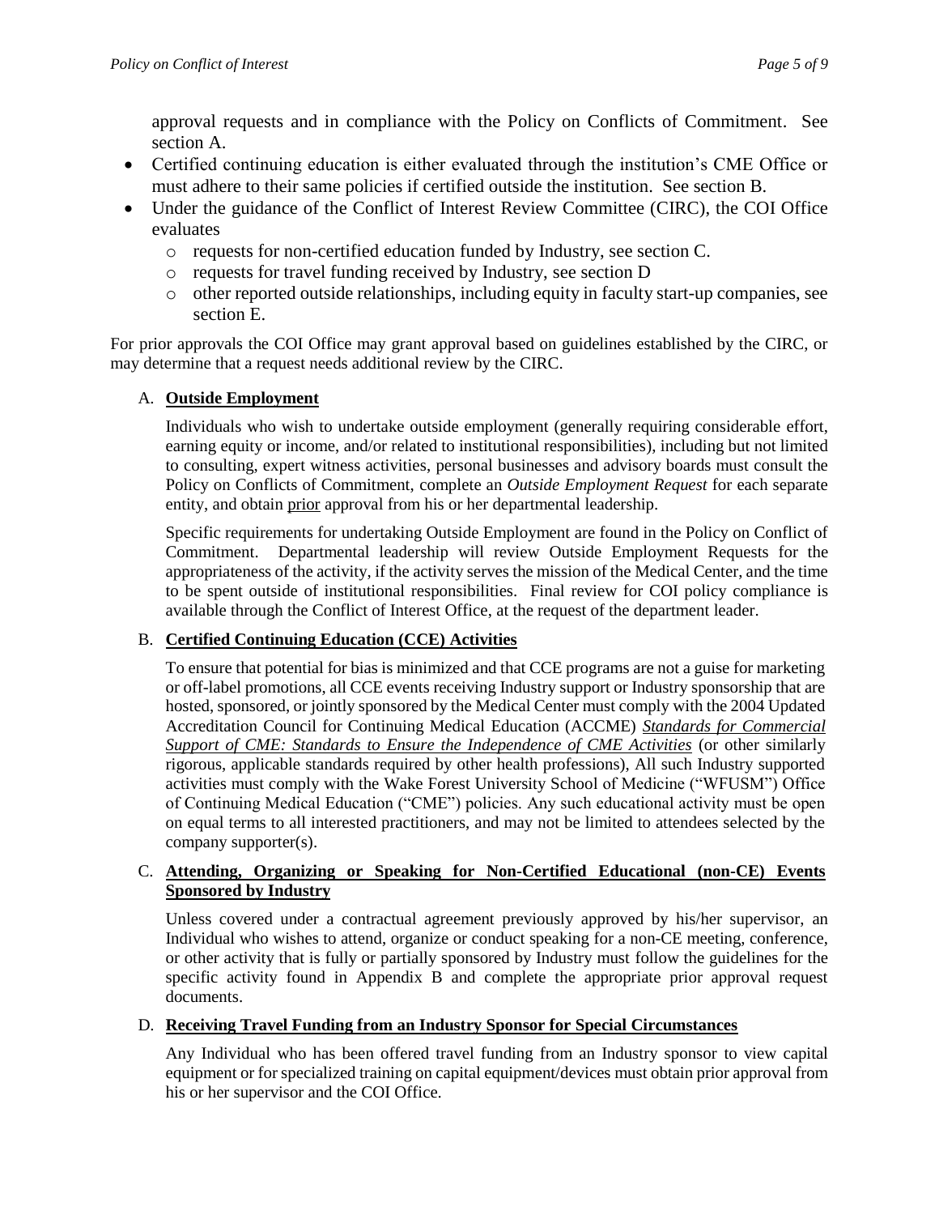approval requests and in compliance with the Policy on Conflicts of Commitment. See section A.

- Certified continuing education is either evaluated through the institution's CME Office or must adhere to their same policies if certified outside the institution. See section B.
- Under the guidance of the Conflict of Interest Review Committee (CIRC), the COI Office evaluates
  - requests for non-certified education funded by Industry, see section C.
  - requests for travel funding received by Industry, see section D
  - other reported outside relationships, including equity in faculty start-up companies, see section E.

For prior approvals the COI Office may grant approval based on guidelines established by the CIRC, or may determine that a request needs additional review by the CIRC.

A. **Outside Employment**

Individuals who wish to undertake outside employment (generally requiring considerable effort, earning equity or income, and/or related to institutional responsibilities), including but not limited to consulting, expert witness activities, personal businesses and advisory boards must consult the Policy on Conflicts of Commitment, complete an *Outside Employment Request* for each separate entity, and obtain prior approval from his or her departmental leadership.

Specific requirements for undertaking Outside Employment are found in the Policy on Conflict of Commitment. Departmental leadership will review Outside Employment Requests for the appropriateness of the activity, if the activity serves the mission of the Medical Center, and the time to be spent outside of institutional responsibilities. Final review for COI policy compliance is available through the Conflict of Interest Office, at the request of the department leader.

B. **Certified Continuing Education (CCE) Activities**

To ensure that potential for bias is minimized and that CCE programs are not a guise for marketing or off-label promotions, all CCE events receiving Industry support or Industry sponsorship that are hosted, sponsored, or jointly sponsored by the Medical Center must comply with the 2004 Updated Accreditation Council for Continuing Medical Education (ACCME) *Standards for Commercial Support of CME: Standards to Ensure the Independence of CME Activities* (or other similarly rigorous, applicable standards required by other health professions), All such Industry supported activities must comply with the Wake Forest University School of Medicine ("WFUSM") Office of Continuing Medical Education ("CME") policies. Any such educational activity must be open on equal terms to all interested practitioners, and may not be limited to attendees selected by the company supporter(s).

C. **Attending, Organizing or Speaking for Non-Certified Educational (non-CE) Events Sponsored by Industry**

Unless covered under a contractual agreement previously approved by his/her supervisor, an Individual who wishes to attend, organize or conduct speaking for a non-CE meeting, conference, or other activity that is fully or partially sponsored by Industry must follow the guidelines for the specific activity found in Appendix B and complete the appropriate prior approval request documents.

D. **Receiving Travel Funding from an Industry Sponsor for Special Circumstances**

Any Individual who has been offered travel funding from an Industry sponsor to view capital equipment or for specialized training on capital equipment/devices must obtain prior approval from his or her supervisor and the COI Office.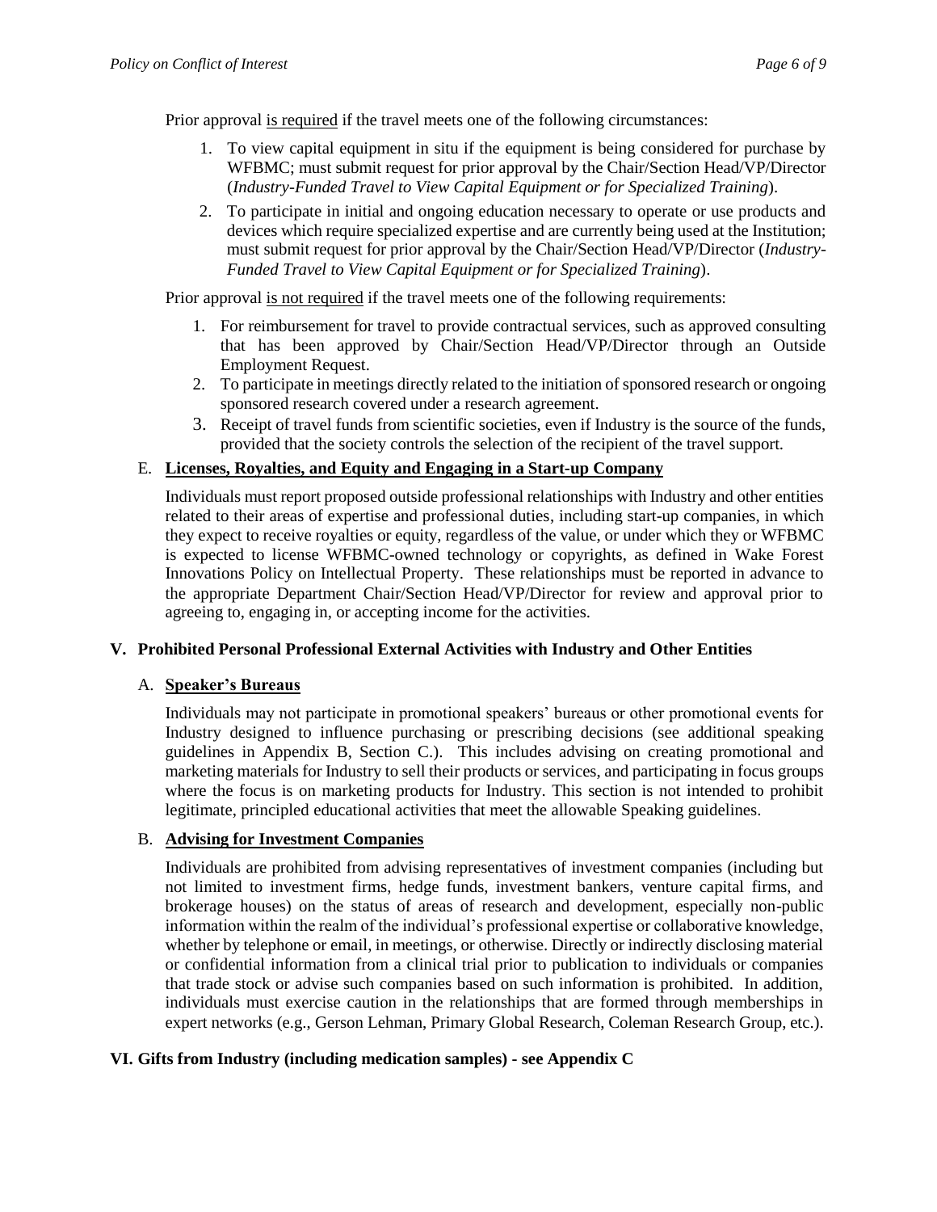Prior approval is required if the travel meets one of the following circumstances:

1. To view capital equipment in situ if the equipment is being considered for purchase by WFBMC; must submit request for prior approval by the Chair/Section Head/VP/Director (*Industry-Funded Travel to View Capital Equipment or for Specialized Training*).
2. To participate in initial and ongoing education necessary to operate or use products and devices which require specialized expertise and are currently being used at the Institution; must submit request for prior approval by the Chair/Section Head/VP/Director (*Industry-Funded Travel to View Capital Equipment or for Specialized Training*).

Prior approval is not required if the travel meets one of the following requirements:

1. For reimbursement for travel to provide contractual services, such as approved consulting that has been approved by Chair/Section Head/VP/Director through an Outside Employment Request.
2. To participate in meetings directly related to the initiation of sponsored research or ongoing sponsored research covered under a research agreement.
3. Receipt of travel funds from scientific societies, even if Industry is the source of the funds, provided that the society controls the selection of the recipient of the travel support.

### E. Licenses, Royalties, and Equity and Engaging in a Start-up Company

Individuals must report proposed outside professional relationships with Industry and other entities related to their areas of expertise and professional duties, including start-up companies, in which they expect to receive royalties or equity, regardless of the value, or under which they or WFBMC is expected to license WFBMC-owned technology or copyrights, as defined in Wake Forest Innovations Policy on Intellectual Property. These relationships must be reported in advance to the appropriate Department Chair/Section Head/VP/Director for review and approval prior to agreeing to, engaging in, or accepting income for the activities.

## V. Prohibited Personal Professional External Activities with Industry and Other Entities

### A. Speaker's Bureaus

Individuals may not participate in promotional speakers' bureaus or other promotional events for Industry designed to influence purchasing or prescribing decisions (see additional speaking guidelines in Appendix B, Section C.). This includes advising on creating promotional and marketing materials for Industry to sell their products or services, and participating in focus groups where the focus is on marketing products for Industry. This section is not intended to prohibit legitimate, principled educational activities that meet the allowable Speaking guidelines.

### B. Advising for Investment Companies

Individuals are prohibited from advising representatives of investment companies (including but not limited to investment firms, hedge funds, investment bankers, venture capital firms, and brokerage houses) on the status of areas of research and development, especially non-public information within the realm of the individual's professional expertise or collaborative knowledge, whether by telephone or email, in meetings, or otherwise. Directly or indirectly disclosing material or confidential information from a clinical trial prior to publication to individuals or companies that trade stock or advise such companies based on such information is prohibited. In addition, individuals must exercise caution in the relationships that are formed through memberships in expert networks (e.g., Gerson Lehman, Primary Global Research, Coleman Research Group, etc.).

## VI. Gifts from Industry (including medication samples) - see Appendix C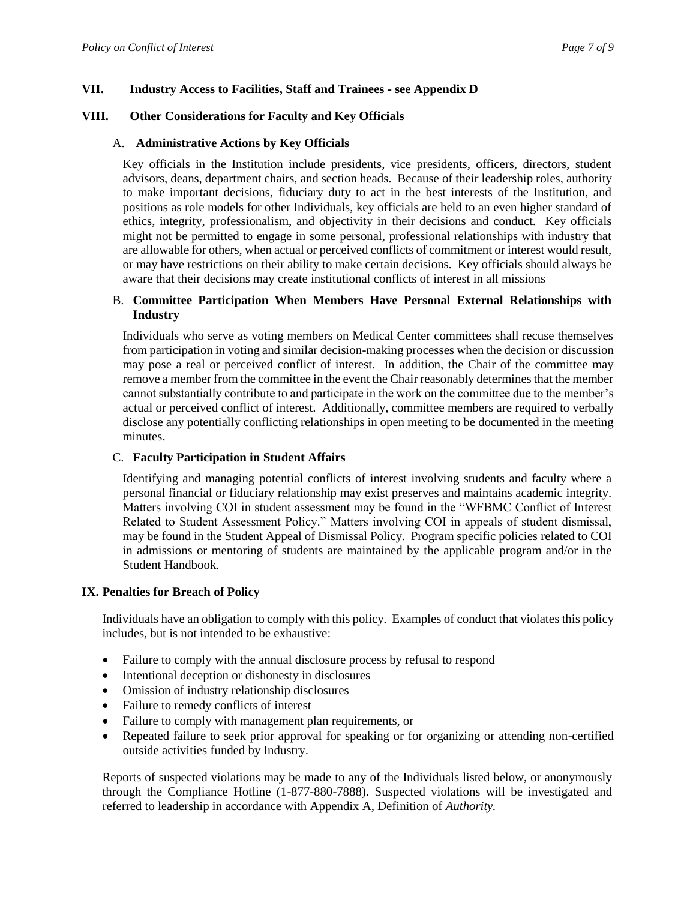## VII. Industry Access to Facilities, Staff and Trainees - see Appendix D

## VIII. Other Considerations for Faculty and Key Officials

### A. Administrative Actions by Key Officials

Key officials in the Institution include presidents, vice presidents, officers, directors, student advisors, deans, department chairs, and section heads. Because of their leadership roles, authority to make important decisions, fiduciary duty to act in the best interests of the Institution, and positions as role models for other Individuals, key officials are held to an even higher standard of ethics, integrity, professionalism, and objectivity in their decisions and conduct. Key officials might not be permitted to engage in some personal, professional relationships with industry that are allowable for others, when actual or perceived conflicts of commitment or interest would result, or may have restrictions on their ability to make certain decisions. Key officials should always be aware that their decisions may create institutional conflicts of interest in all missions

### B. Committee Participation When Members Have Personal External Relationships with Industry

Individuals who serve as voting members on Medical Center committees shall recuse themselves from participation in voting and similar decision-making processes when the decision or discussion may pose a real or perceived conflict of interest. In addition, the Chair of the committee may remove a member from the committee in the event the Chair reasonably determines that the member cannot substantially contribute to and participate in the work on the committee due to the member's actual or perceived conflict of interest. Additionally, committee members are required to verbally disclose any potentially conflicting relationships in open meeting to be documented in the meeting minutes.

### C. Faculty Participation in Student Affairs

Identifying and managing potential conflicts of interest involving students and faculty where a personal financial or fiduciary relationship may exist preserves and maintains academic integrity. Matters involving COI in student assessment may be found in the "WFBMC Conflict of Interest Related to Student Assessment Policy." Matters involving COI in appeals of student dismissal, may be found in the Student Appeal of Dismissal Policy. Program specific policies related to COI in admissions or mentoring of students are maintained by the applicable program and/or in the Student Handbook.

## IX. Penalties for Breach of Policy

Individuals have an obligation to comply with this policy. Examples of conduct that violates this policy includes, but is not intended to be exhaustive:

- Failure to comply with the annual disclosure process by refusal to respond
- Intentional deception or dishonesty in disclosures
- Omission of industry relationship disclosures
- Failure to remedy conflicts of interest
- Failure to comply with management plan requirements, or
- Repeated failure to seek prior approval for speaking or for organizing or attending non-certified outside activities funded by Industry.

Reports of suspected violations may be made to any of the Individuals listed below, or anonymously through the Compliance Hotline (1-877-880-7888). Suspected violations will be investigated and referred to leadership in accordance with Appendix A, Definition of *Authority.*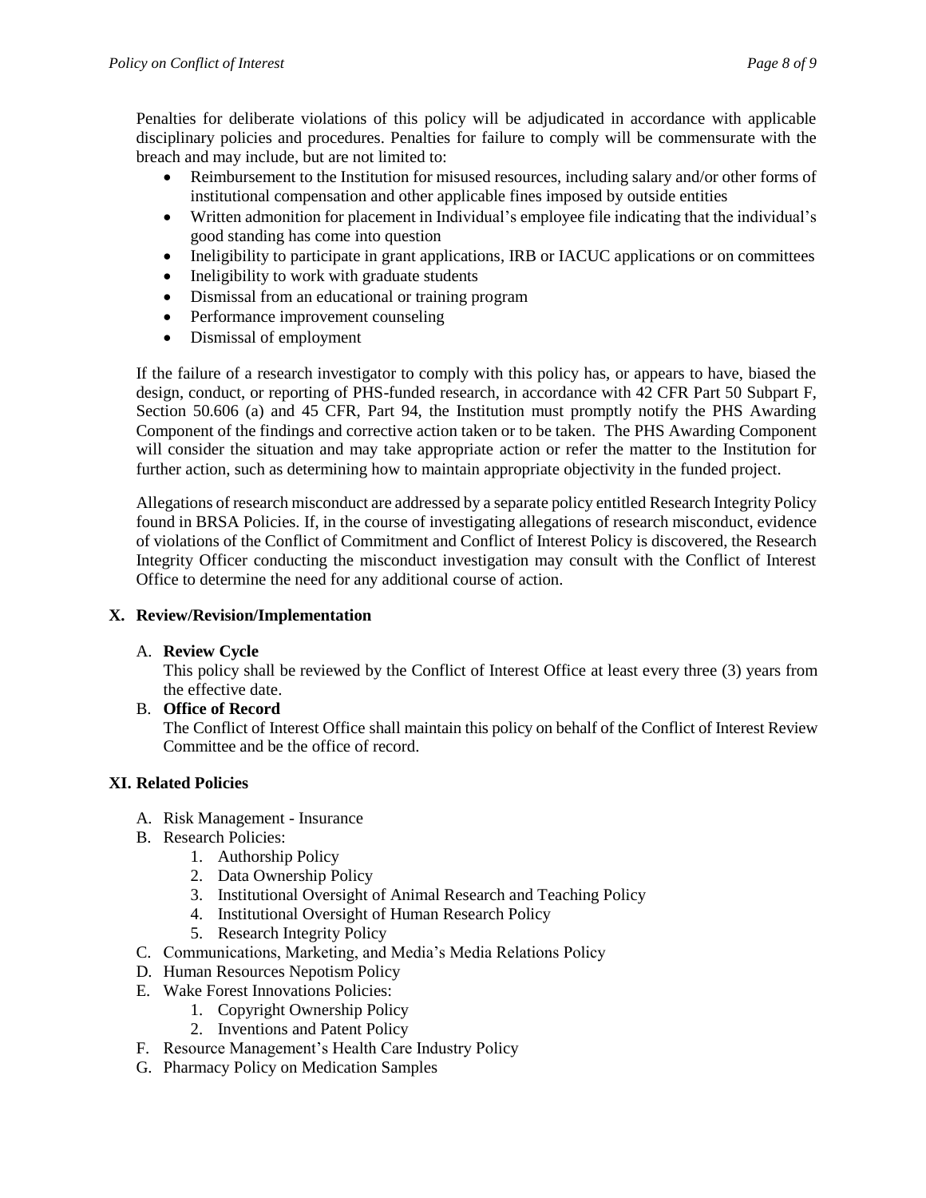Penalties for deliberate violations of this policy will be adjudicated in accordance with applicable disciplinary policies and procedures. Penalties for failure to comply will be commensurate with the breach and may include, but are not limited to:

- Reimbursement to the Institution for misused resources, including salary and/or other forms of institutional compensation and other applicable fines imposed by outside entities
- Written admonition for placement in Individual's employee file indicating that the individual's good standing has come into question
- Ineligibility to participate in grant applications, IRB or IACUC applications or on committees
- Ineligibility to work with graduate students
- Dismissal from an educational or training program
- Performance improvement counseling
- Dismissal of employment

If the failure of a research investigator to comply with this policy has, or appears to have, biased the design, conduct, or reporting of PHS-funded research, in accordance with 42 CFR Part 50 Subpart F, Section 50.606 (a) and 45 CFR, Part 94, the Institution must promptly notify the PHS Awarding Component of the findings and corrective action taken or to be taken. The PHS Awarding Component will consider the situation and may take appropriate action or refer the matter to the Institution for further action, such as determining how to maintain appropriate objectivity in the funded project.

Allegations of research misconduct are addressed by a separate policy entitled Research Integrity Policy found in BRSA Policies. If, in the course of investigating allegations of research misconduct, evidence of violations of the Conflict of Commitment and Conflict of Interest Policy is discovered, the Research Integrity Officer conducting the misconduct investigation may consult with the Conflict of Interest Office to determine the need for any additional course of action.

## X. Review/Revision/Implementation

A. **Review Cycle**
This policy shall be reviewed by the Conflict of Interest Office at least every three (3) years from the effective date.

B. **Office of Record**
The Conflict of Interest Office shall maintain this policy on behalf of the Conflict of Interest Review Committee and be the office of record.

## XI. Related Policies

A. Risk Management - Insurance
B. Research Policies:
   1. Authorship Policy
   2. Data Ownership Policy
   3. Institutional Oversight of Animal Research and Teaching Policy
   4. Institutional Oversight of Human Research Policy
   5. Research Integrity Policy
C. Communications, Marketing, and Media's Media Relations Policy
D. Human Resources Nepotism Policy
E. Wake Forest Innovations Policies:
   1. Copyright Ownership Policy
   2. Inventions and Patent Policy
F. Resource Management's Health Care Industry Policy
G. Pharmacy Policy on Medication Samples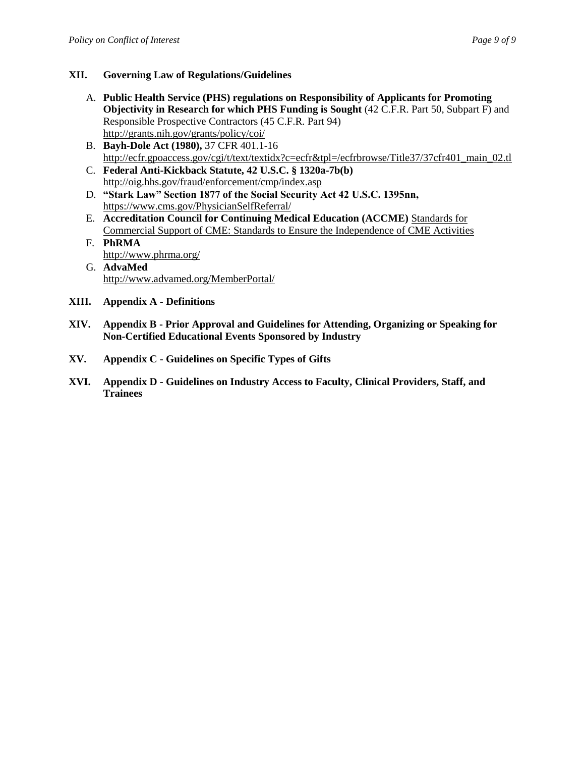## XII. Governing Law of Regulations/Guidelines

A. **Public Health Service (PHS) regulations on Responsibility of Applicants for Promoting Objectivity in Research for which PHS Funding is Sought** (42 C.F.R. Part 50, Subpart F) and Responsible Prospective Contractors (45 C.F.R. Part 94)
http://grants.nih.gov/grants/policy/coi/

B. **Bayh-Dole Act (1980),** 37 CFR 401.1-16
http://ecfr.gpoaccess.gov/cgi/t/text/textidx?c=ecfr&tpl=/ecfrbrowse/Title37/37cfr401_main_02.tl

C. **Federal Anti-Kickback Statute, 42 U.S.C. § 1320a-7b(b)**
http://oig.hhs.gov/fraud/enforcement/cmp/index.asp

D. **"Stark Law" Section 1877 of the Social Security Act 42 U.S.C. 1395nn,**
https://www.cms.gov/PhysicianSelfReferral/

E. **Accreditation Council for Continuing Medical Education (ACCME)** Standards for Commercial Support of CME: Standards to Ensure the Independence of CME Activities

F. **PhRMA**
http://www.phrma.org/

G. **AdvaMed**
http://www.advamed.org/MemberPortal/

## XIII. Appendix A - Definitions

## XIV. Appendix B - Prior Approval and Guidelines for Attending, Organizing or Speaking for Non-Certified Educational Events Sponsored by Industry

## XV. Appendix C - Guidelines on Specific Types of Gifts

## XVI. Appendix D - Guidelines on Industry Access to Faculty, Clinical Providers, Staff, and Trainees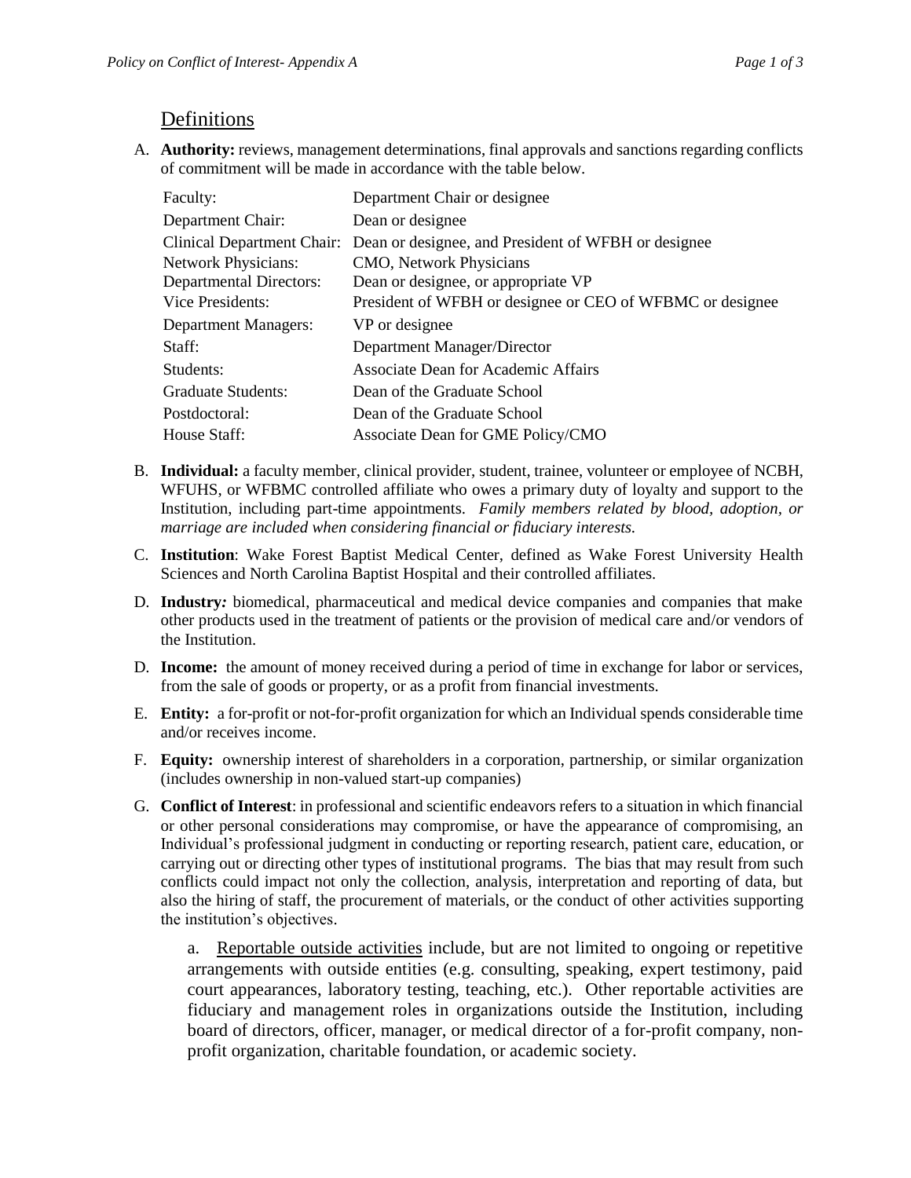## Definitions

A. **Authority:** reviews, management determinations, final approvals and sanctions regarding conflicts of commitment will be made in accordance with the table below.

| | |
|---|---|
| Faculty: | Department Chair or designee |
| Department Chair: | Dean or designee |
| Clinical Department Chair: | Dean or designee, and President of WFBH or designee |
| Network Physicians: | CMO, Network Physicians |
| Departmental Directors: | Dean or designee, or appropriate VP |
| Vice Presidents: | President of WFBH or designee or CEO of WFBMC or designee |
| Department Managers: | VP or designee |
| Staff: | Department Manager/Director |
| Students: | Associate Dean for Academic Affairs |
| Graduate Students: | Dean of the Graduate School |
| Postdoctoral: | Dean of the Graduate School |
| House Staff: | Associate Dean for GME Policy/CMO |

B. **Individual:** a faculty member, clinical provider, student, trainee, volunteer or employee of NCBH, WFUHS, or WFBMC controlled affiliate who owes a primary duty of loyalty and support to the Institution, including part-time appointments. *Family members related by blood, adoption, or marriage are included when considering financial or fiduciary interests.*

C. **Institution**: Wake Forest Baptist Medical Center, defined as Wake Forest University Health Sciences and North Carolina Baptist Hospital and their controlled affiliates.

D. **Industry***:* biomedical, pharmaceutical and medical device companies and companies that make other products used in the treatment of patients or the provision of medical care and/or vendors of the Institution.

D. **Income:** the amount of money received during a period of time in exchange for labor or services, from the sale of goods or property, or as a profit from financial investments.

E. **Entity:** a for-profit or not-for-profit organization for which an Individual spends considerable time and/or receives income.

F. **Equity:** ownership interest of shareholders in a corporation, partnership, or similar organization (includes ownership in non-valued start-up companies)

G. **Conflict of Interest**: in professional and scientific endeavors refers to a situation in which financial or other personal considerations may compromise, or have the appearance of compromising, an Individual's professional judgment in conducting or reporting research, patient care, education, or carrying out or directing other types of institutional programs. The bias that may result from such conflicts could impact not only the collection, analysis, interpretation and reporting of data, but also the hiring of staff, the procurement of materials, or the conduct of other activities supporting the institution's objectives.

   a. Reportable outside activities include, but are not limited to ongoing or repetitive arrangements with outside entities (e.g. consulting, speaking, expert testimony, paid court appearances, laboratory testing, teaching, etc.). Other reportable activities are fiduciary and management roles in organizations outside the Institution, including board of directors, officer, manager, or medical director of a for-profit company, non-profit organization, charitable foundation, or academic society.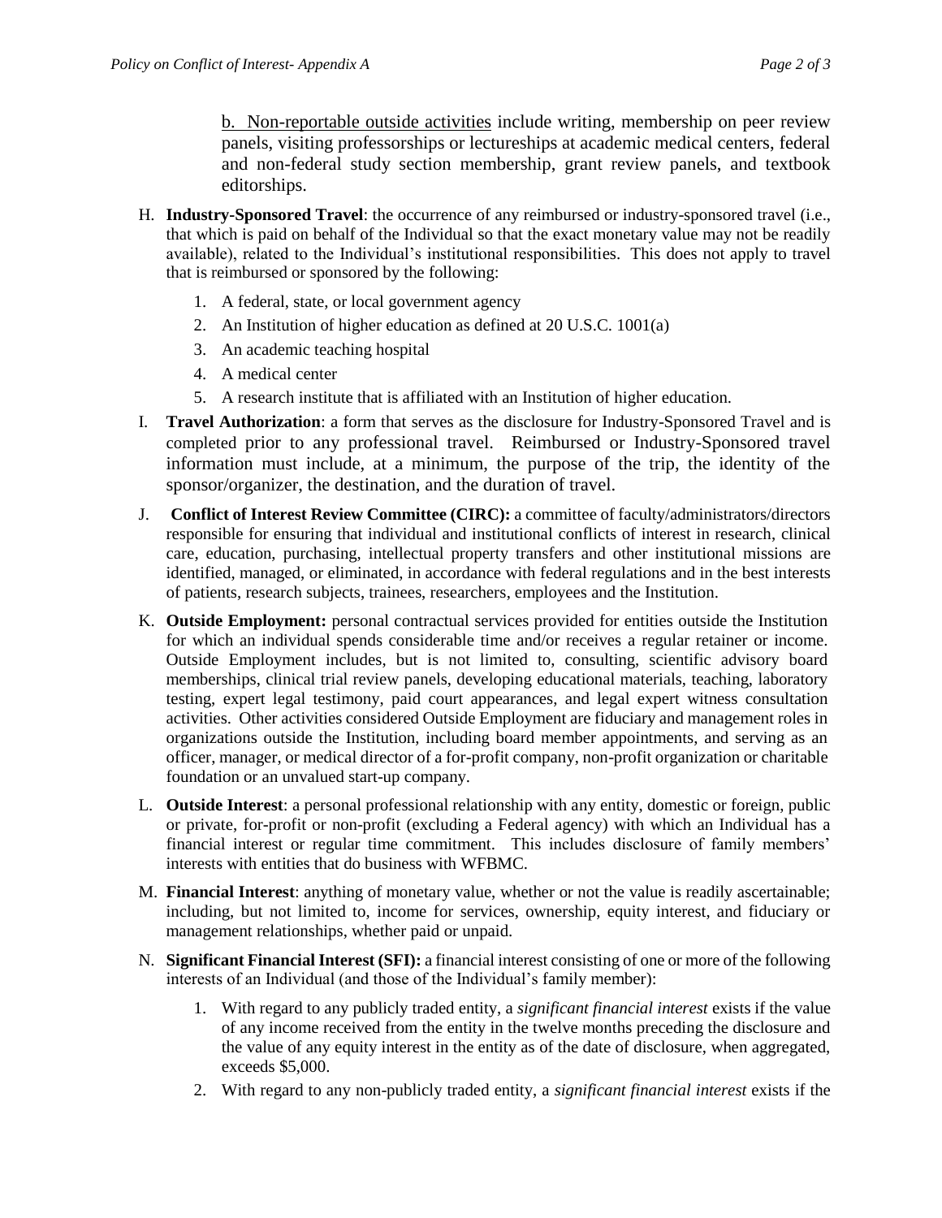b. <u>Non-reportable outside activities</u> include writing, membership on peer review panels, visiting professorships or lectureships at academic medical centers, federal and non-federal study section membership, grant review panels, and textbook editorships.

H. **Industry-Sponsored Travel**: the occurrence of any reimbursed or industry-sponsored travel (i.e., that which is paid on behalf of the Individual so that the exact monetary value may not be readily available), related to the Individual's institutional responsibilities. This does not apply to travel that is reimbursed or sponsored by the following:

   1. A federal, state, or local government agency
   2. An Institution of higher education as defined at 20 U.S.C. 1001(a)
   3. An academic teaching hospital
   4. A medical center
   5. A research institute that is affiliated with an Institution of higher education.

I. **Travel Authorization**: a form that serves as the disclosure for Industry-Sponsored Travel and is completed prior to any professional travel. Reimbursed or Industry-Sponsored travel information must include, at a minimum, the purpose of the trip, the identity of the sponsor/organizer, the destination, and the duration of travel.

J. **Conflict of Interest Review Committee (CIRC):** a committee of faculty/administrators/directors responsible for ensuring that individual and institutional conflicts of interest in research, clinical care, education, purchasing, intellectual property transfers and other institutional missions are identified, managed, or eliminated, in accordance with federal regulations and in the best interests of patients, research subjects, trainees, researchers, employees and the Institution.

K. **Outside Employment:** personal contractual services provided for entities outside the Institution for which an individual spends considerable time and/or receives a regular retainer or income. Outside Employment includes, but is not limited to, consulting, scientific advisory board memberships, clinical trial review panels, developing educational materials, teaching, laboratory testing, expert legal testimony, paid court appearances, and legal expert witness consultation activities. Other activities considered Outside Employment are fiduciary and management roles in organizations outside the Institution, including board member appointments, and serving as an officer, manager, or medical director of a for-profit company, non-profit organization or charitable foundation or an unvalued start-up company.

L. **Outside Interest**: a personal professional relationship with any entity, domestic or foreign, public or private, for-profit or non-profit (excluding a Federal agency) with which an Individual has a financial interest or regular time commitment. This includes disclosure of family members' interests with entities that do business with WFBMC.

M. **Financial Interest**: anything of monetary value, whether or not the value is readily ascertainable; including, but not limited to, income for services, ownership, equity interest, and fiduciary or management relationships, whether paid or unpaid.

N. **Significant Financial Interest (SFI):** a financial interest consisting of one or more of the following interests of an Individual (and those of the Individual's family member):

   1. With regard to any publicly traded entity, a *significant financial interest* exists if the value of any income received from the entity in the twelve months preceding the disclosure and the value of any equity interest in the entity as of the date of disclosure, when aggregated, exceeds $5,000.
   2. With regard to any non-publicly traded entity, a *significant financial interest* exists if the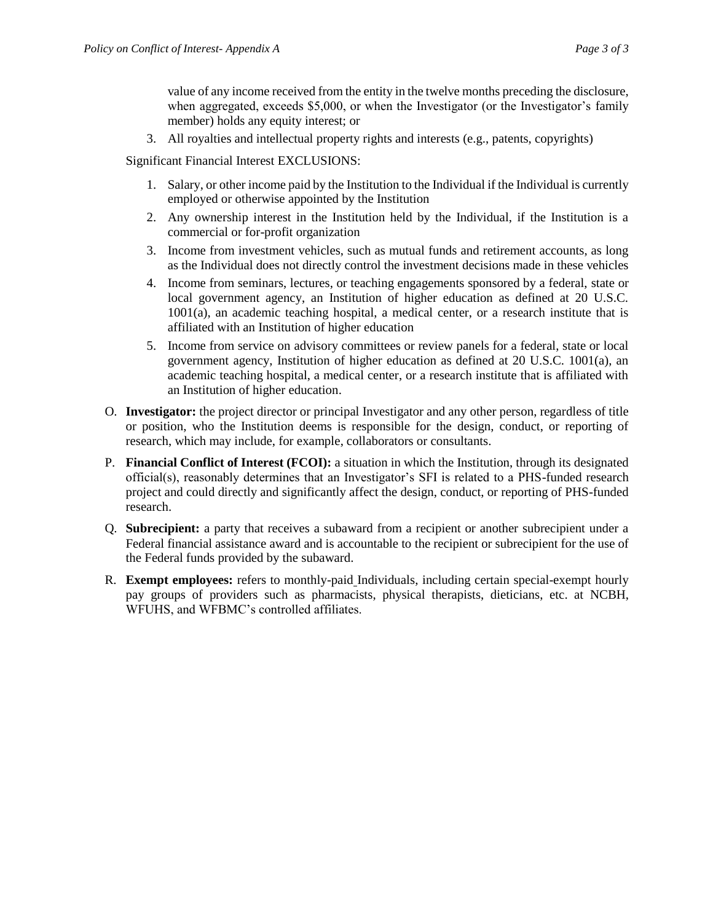value of any income received from the entity in the twelve months preceding the disclosure, when aggregated, exceeds $5,000, or when the Investigator (or the Investigator's family member) holds any equity interest; or

3. All royalties and intellectual property rights and interests (e.g., patents, copyrights)

Significant Financial Interest EXCLUSIONS:

1. Salary, or other income paid by the Institution to the Individual if the Individual is currently employed or otherwise appointed by the Institution
2. Any ownership interest in the Institution held by the Individual, if the Institution is a commercial or for-profit organization
3. Income from investment vehicles, such as mutual funds and retirement accounts, as long as the Individual does not directly control the investment decisions made in these vehicles
4. Income from seminars, lectures, or teaching engagements sponsored by a federal, state or local government agency, an Institution of higher education as defined at 20 U.S.C. 1001(a), an academic teaching hospital, a medical center, or a research institute that is affiliated with an Institution of higher education
5. Income from service on advisory committees or review panels for a federal, state or local government agency, Institution of higher education as defined at 20 U.S.C. 1001(a), an academic teaching hospital, a medical center, or a research institute that is affiliated with an Institution of higher education.

O. **Investigator:** the project director or principal Investigator and any other person, regardless of title or position, who the Institution deems is responsible for the design, conduct, or reporting of research, which may include, for example, collaborators or consultants.

P. **Financial Conflict of Interest (FCOI):** a situation in which the Institution, through its designated official(s), reasonably determines that an Investigator's SFI is related to a PHS-funded research project and could directly and significantly affect the design, conduct, or reporting of PHS-funded research.

Q. **Subrecipient:** a party that receives a subaward from a recipient or another subrecipient under a Federal financial assistance award and is accountable to the recipient or subrecipient for the use of the Federal funds provided by the subaward.

R. **Exempt employees:** refers to monthly-paid Individuals, including certain special-exempt hourly pay groups of providers such as pharmacists, physical therapists, dieticians, etc. at NCBH, WFUHS, and WFBMC's controlled affiliates.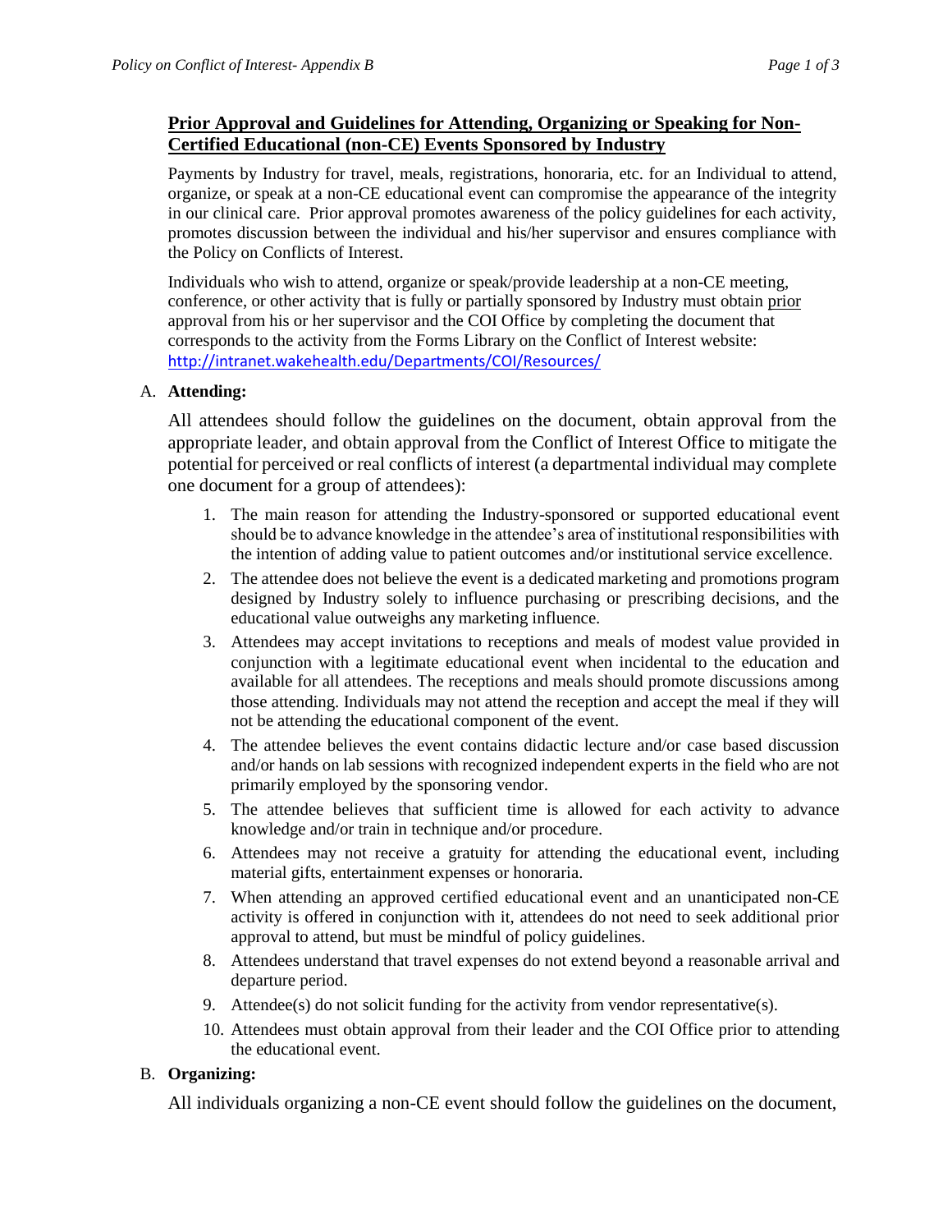**<u>Prior Approval and Guidelines for Attending, Organizing or Speaking for Non-Certified Educational (non-CE) Events Sponsored by Industry</u>**

Payments by Industry for travel, meals, registrations, honoraria, etc. for an Individual to attend, organize, or speak at a non-CE educational event can compromise the appearance of the integrity in our clinical care. Prior approval promotes awareness of the policy guidelines for each activity, promotes discussion between the individual and his/her supervisor and ensures compliance with the Policy on Conflicts of Interest.

Individuals who wish to attend, organize or speak/provide leadership at a non-CE meeting, conference, or other activity that is fully or partially sponsored by Industry must obtain <u>prior</u> approval from his or her supervisor and the COI Office by completing the document that corresponds to the activity from the Forms Library on the Conflict of Interest website: http://intranet.wakehealth.edu/Departments/COI/Resources/

A. **Attending:**

All attendees should follow the guidelines on the document, obtain approval from the appropriate leader, and obtain approval from the Conflict of Interest Office to mitigate the potential for perceived or real conflicts of interest (a departmental individual may complete one document for a group of attendees):

1. The main reason for attending the Industry-sponsored or supported educational event should be to advance knowledge in the attendee's area of institutional responsibilities with the intention of adding value to patient outcomes and/or institutional service excellence.
2. The attendee does not believe the event is a dedicated marketing and promotions program designed by Industry solely to influence purchasing or prescribing decisions, and the educational value outweighs any marketing influence.
3. Attendees may accept invitations to receptions and meals of modest value provided in conjunction with a legitimate educational event when incidental to the education and available for all attendees. The receptions and meals should promote discussions among those attending. Individuals may not attend the reception and accept the meal if they will not be attending the educational component of the event.
4. The attendee believes the event contains didactic lecture and/or case based discussion and/or hands on lab sessions with recognized independent experts in the field who are not primarily employed by the sponsoring vendor.
5. The attendee believes that sufficient time is allowed for each activity to advance knowledge and/or train in technique and/or procedure.
6. Attendees may not receive a gratuity for attending the educational event, including material gifts, entertainment expenses or honoraria.
7. When attending an approved certified educational event and an unanticipated non-CE activity is offered in conjunction with it, attendees do not need to seek additional prior approval to attend, but must be mindful of policy guidelines.
8. Attendees understand that travel expenses do not extend beyond a reasonable arrival and departure period.
9. Attendee(s) do not solicit funding for the activity from vendor representative(s).
10. Attendees must obtain approval from their leader and the COI Office prior to attending the educational event.

B. **Organizing:**

All individuals organizing a non-CE event should follow the guidelines on the document,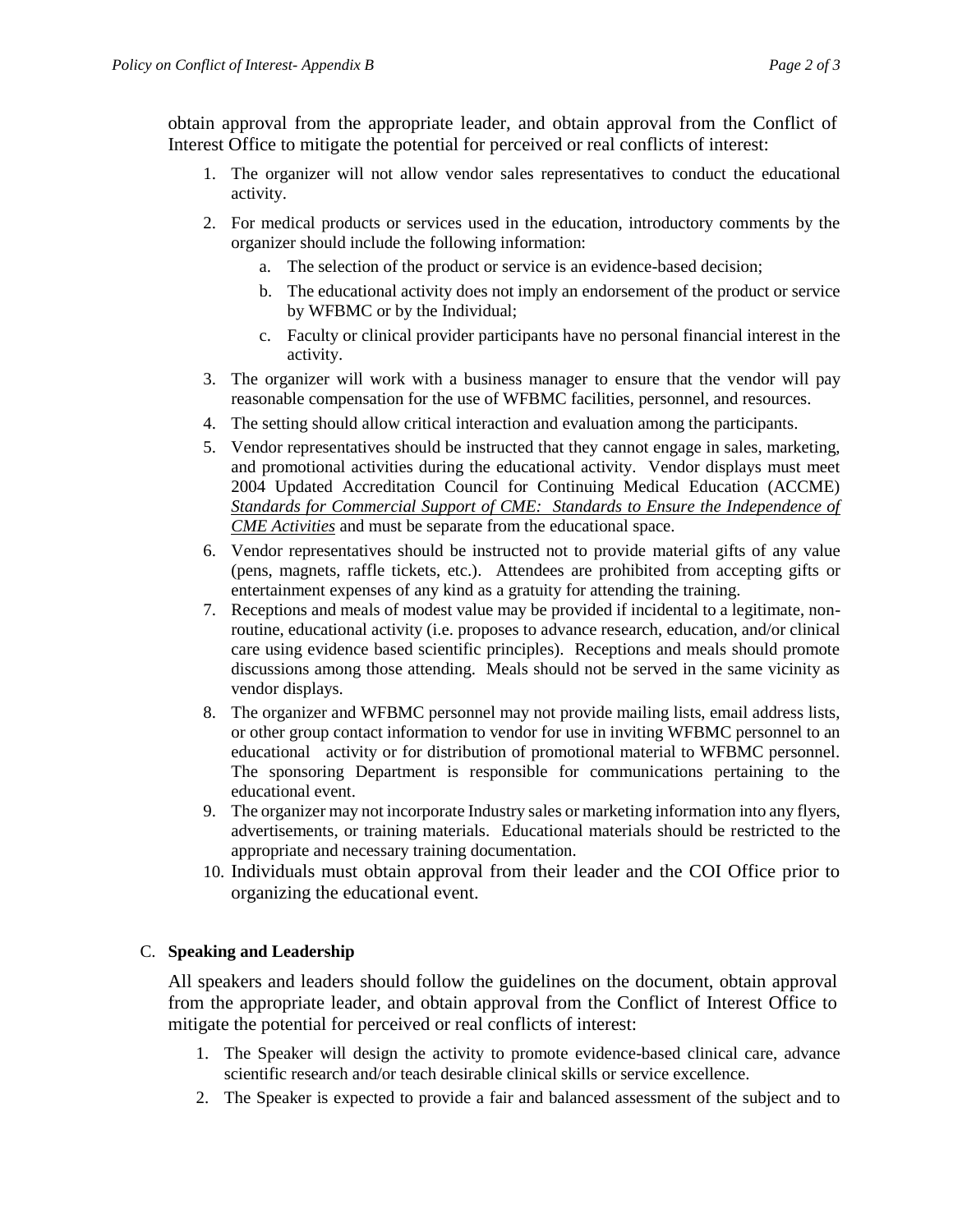obtain approval from the appropriate leader, and obtain approval from the Conflict of Interest Office to mitigate the potential for perceived or real conflicts of interest:

1. The organizer will not allow vendor sales representatives to conduct the educational activity.
2. For medical products or services used in the education, introductory comments by the organizer should include the following information:
   a. The selection of the product or service is an evidence-based decision;
   b. The educational activity does not imply an endorsement of the product or service by WFBMC or by the Individual;
   c. Faculty or clinical provider participants have no personal financial interest in the activity.
3. The organizer will work with a business manager to ensure that the vendor will pay reasonable compensation for the use of WFBMC facilities, personnel, and resources.
4. The setting should allow critical interaction and evaluation among the participants.
5. Vendor representatives should be instructed that they cannot engage in sales, marketing, and promotional activities during the educational activity. Vendor displays must meet 2004 Updated Accreditation Council for Continuing Medical Education (ACCME) *Standards for Commercial Support of CME: Standards to Ensure the Independence of CME Activities* and must be separate from the educational space.
6. Vendor representatives should be instructed not to provide material gifts of any value (pens, magnets, raffle tickets, etc.). Attendees are prohibited from accepting gifts or entertainment expenses of any kind as a gratuity for attending the training.
7. Receptions and meals of modest value may be provided if incidental to a legitimate, non-routine, educational activity (i.e. proposes to advance research, education, and/or clinical care using evidence based scientific principles). Receptions and meals should promote discussions among those attending. Meals should not be served in the same vicinity as vendor displays.
8. The organizer and WFBMC personnel may not provide mailing lists, email address lists, or other group contact information to vendor for use in inviting WFBMC personnel to an educational activity or for distribution of promotional material to WFBMC personnel. The sponsoring Department is responsible for communications pertaining to the educational event.
9. The organizer may not incorporate Industry sales or marketing information into any flyers, advertisements, or training materials. Educational materials should be restricted to the appropriate and necessary training documentation.
10. Individuals must obtain approval from their leader and the COI Office prior to organizing the educational event.

C. **Speaking and Leadership**

All speakers and leaders should follow the guidelines on the document, obtain approval from the appropriate leader, and obtain approval from the Conflict of Interest Office to mitigate the potential for perceived or real conflicts of interest:

1. The Speaker will design the activity to promote evidence-based clinical care, advance scientific research and/or teach desirable clinical skills or service excellence.
2. The Speaker is expected to provide a fair and balanced assessment of the subject and to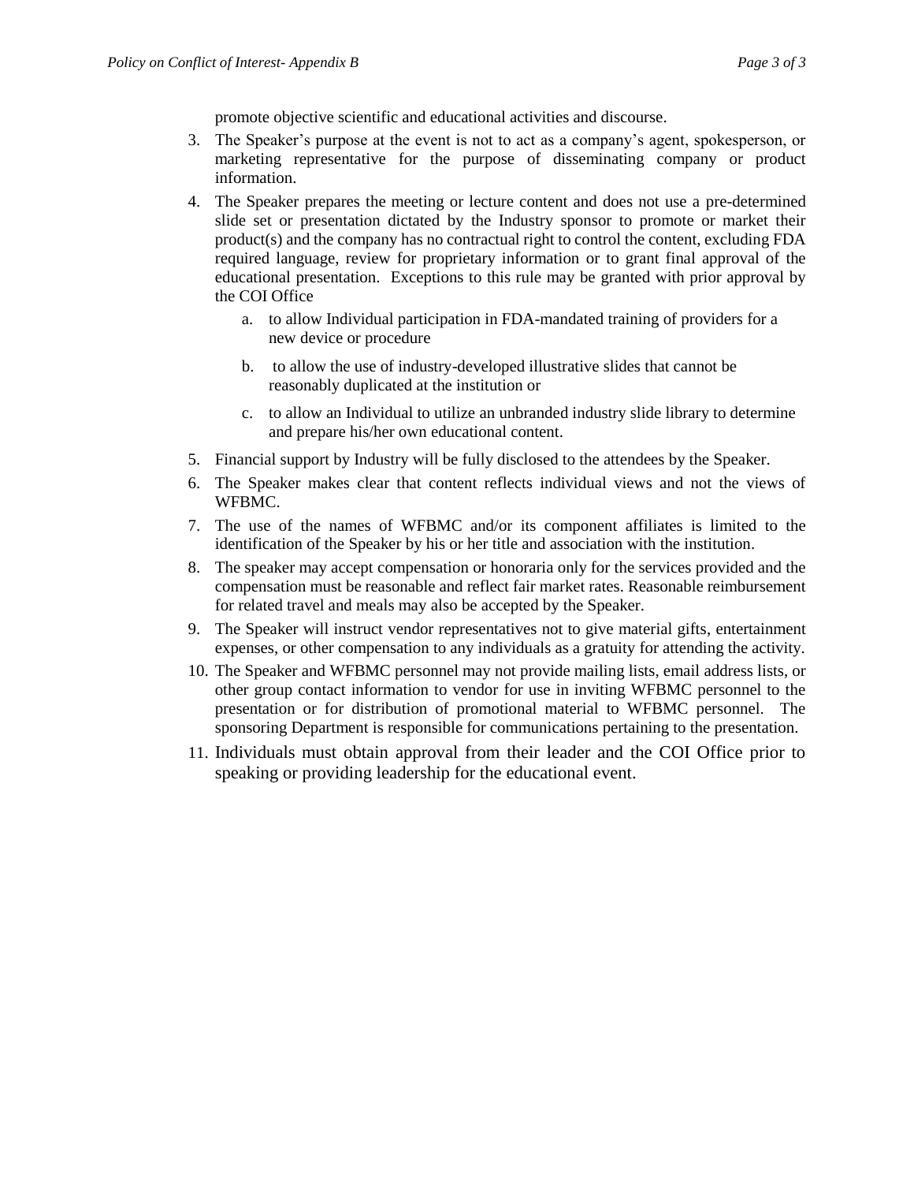promote objective scientific and educational activities and discourse.

3. The Speaker's purpose at the event is not to act as a company's agent, spokesperson, or marketing representative for the purpose of disseminating company or product information.
4. The Speaker prepares the meeting or lecture content and does not use a pre-determined slide set or presentation dictated by the Industry sponsor to promote or market their product(s) and the company has no contractual right to control the content, excluding FDA required language, review for proprietary information or to grant final approval of the educational presentation. Exceptions to this rule may be granted with prior approval by the COI Office
   a. to allow Individual participation in FDA-mandated training of providers for a new device or procedure
   b. to allow the use of industry-developed illustrative slides that cannot be reasonably duplicated at the institution or
   c. to allow an Individual to utilize an unbranded industry slide library to determine and prepare his/her own educational content.
5. Financial support by Industry will be fully disclosed to the attendees by the Speaker.
6. The Speaker makes clear that content reflects individual views and not the views of WFBMC.
7. The use of the names of WFBMC and/or its component affiliates is limited to the identification of the Speaker by his or her title and association with the institution.
8. The speaker may accept compensation or honoraria only for the services provided and the compensation must be reasonable and reflect fair market rates. Reasonable reimbursement for related travel and meals may also be accepted by the Speaker.
9. The Speaker will instruct vendor representatives not to give material gifts, entertainment expenses, or other compensation to any individuals as a gratuity for attending the activity.
10. The Speaker and WFBMC personnel may not provide mailing lists, email address lists, or other group contact information to vendor for use in inviting WFBMC personnel to the presentation or for distribution of promotional material to WFBMC personnel. The sponsoring Department is responsible for communications pertaining to the presentation.
11. Individuals must obtain approval from their leader and the COI Office prior to speaking or providing leadership for the educational event.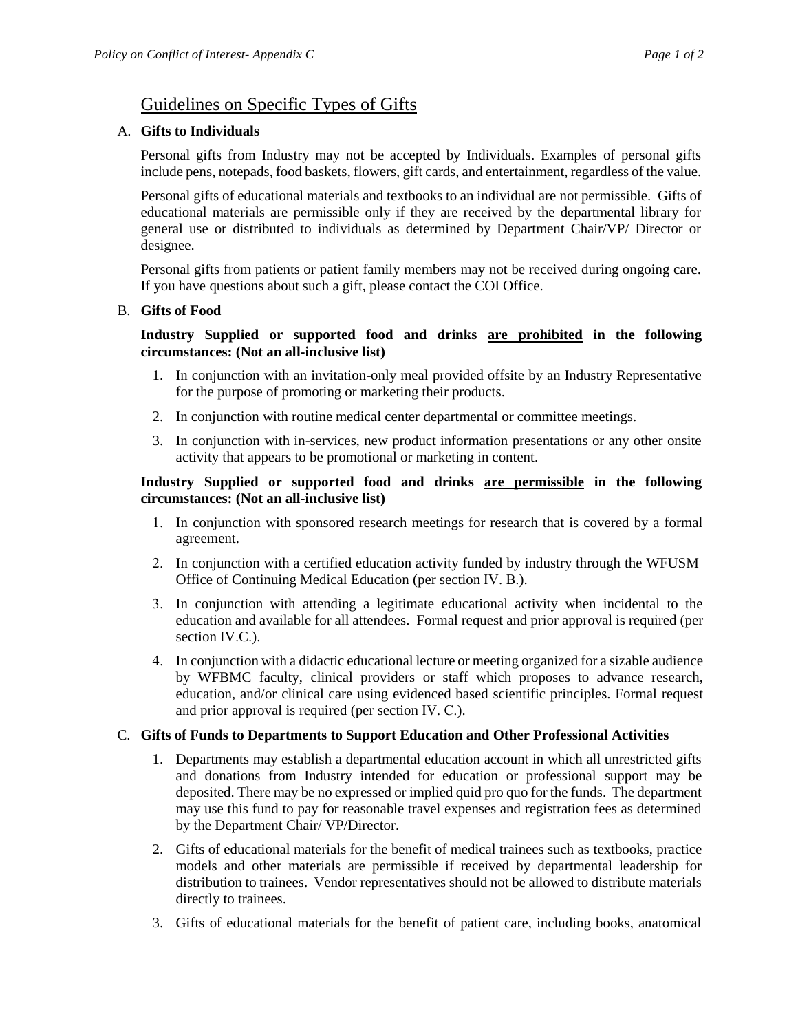## Guidelines on Specific Types of Gifts

A. **Gifts to Individuals**

Personal gifts from Industry may not be accepted by Individuals. Examples of personal gifts include pens, notepads, food baskets, flowers, gift cards, and entertainment, regardless of the value.

Personal gifts of educational materials and textbooks to an individual are not permissible. Gifts of educational materials are permissible only if they are received by the departmental library for general use or distributed to individuals as determined by Department Chair/VP/ Director or designee.

Personal gifts from patients or patient family members may not be received during ongoing care. If you have questions about such a gift, please contact the COI Office.

B. **Gifts of Food**

**Industry Supplied or supported food and drinks <u>are prohibited</u> in the following circumstances: (Not an all-inclusive list)**

1. In conjunction with an invitation-only meal provided offsite by an Industry Representative for the purpose of promoting or marketing their products.
2. In conjunction with routine medical center departmental or committee meetings.
3. In conjunction with in-services, new product information presentations or any other onsite activity that appears to be promotional or marketing in content.

**Industry Supplied or supported food and drinks <u>are permissible</u> in the following circumstances: (Not an all-inclusive list)**

1. In conjunction with sponsored research meetings for research that is covered by a formal agreement.
2. In conjunction with a certified education activity funded by industry through the WFUSM Office of Continuing Medical Education (per section IV. B.).
3. In conjunction with attending a legitimate educational activity when incidental to the education and available for all attendees. Formal request and prior approval is required (per section IV.C.).
4. In conjunction with a didactic educational lecture or meeting organized for a sizable audience by WFBMC faculty, clinical providers or staff which proposes to advance research, education, and/or clinical care using evidenced based scientific principles. Formal request and prior approval is required (per section IV. C.).

C. **Gifts of Funds to Departments to Support Education and Other Professional Activities**

1. Departments may establish a departmental education account in which all unrestricted gifts and donations from Industry intended for education or professional support may be deposited. There may be no expressed or implied quid pro quo for the funds. The department may use this fund to pay for reasonable travel expenses and registration fees as determined by the Department Chair/ VP/Director.
2. Gifts of educational materials for the benefit of medical trainees such as textbooks, practice models and other materials are permissible if received by departmental leadership for distribution to trainees. Vendor representatives should not be allowed to distribute materials directly to trainees.
3. Gifts of educational materials for the benefit of patient care, including books, anatomical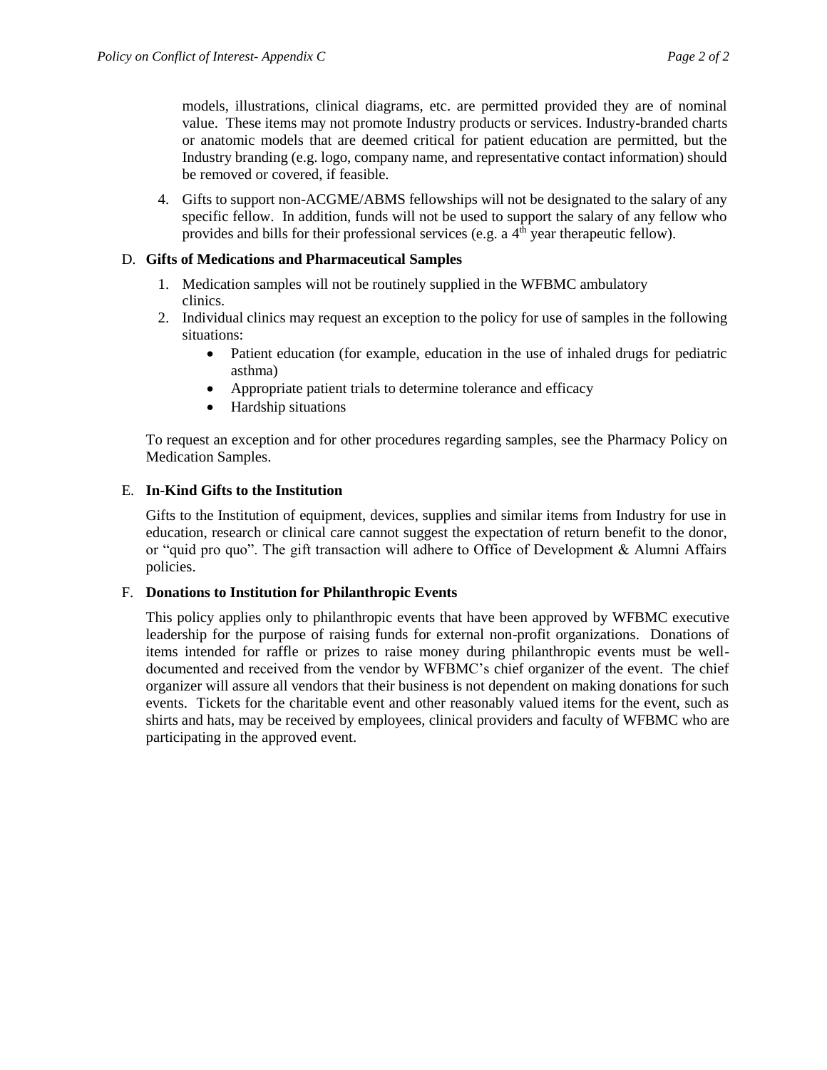models, illustrations, clinical diagrams, etc. are permitted provided they are of nominal value. These items may not promote Industry products or services. Industry-branded charts or anatomic models that are deemed critical for patient education are permitted, but the Industry branding (e.g. logo, company name, and representative contact information) should be removed or covered, if feasible.

4. Gifts to support non-ACGME/ABMS fellowships will not be designated to the salary of any specific fellow. In addition, funds will not be used to support the salary of any fellow who provides and bills for their professional services (e.g. a 4th year therapeutic fellow).

D. **Gifts of Medications and Pharmaceutical Samples**

1. Medication samples will not be routinely supplied in the WFBMC ambulatory clinics.
2. Individual clinics may request an exception to the policy for use of samples in the following situations:
   - Patient education (for example, education in the use of inhaled drugs for pediatric asthma)
   - Appropriate patient trials to determine tolerance and efficacy
   - Hardship situations

To request an exception and for other procedures regarding samples, see the Pharmacy Policy on Medication Samples.

E. **In-Kind Gifts to the Institution**

Gifts to the Institution of equipment, devices, supplies and similar items from Industry for use in education, research or clinical care cannot suggest the expectation of return benefit to the donor, or "quid pro quo". The gift transaction will adhere to Office of Development & Alumni Affairs policies.

F. **Donations to Institution for Philanthropic Events**

This policy applies only to philanthropic events that have been approved by WFBMC executive leadership for the purpose of raising funds for external non-profit organizations. Donations of items intended for raffle or prizes to raise money during philanthropic events must be well-documented and received from the vendor by WFBMC's chief organizer of the event. The chief organizer will assure all vendors that their business is not dependent on making donations for such events. Tickets for the charitable event and other reasonably valued items for the event, such as shirts and hats, may be received by employees, clinical providers and faculty of WFBMC who are participating in the approved event.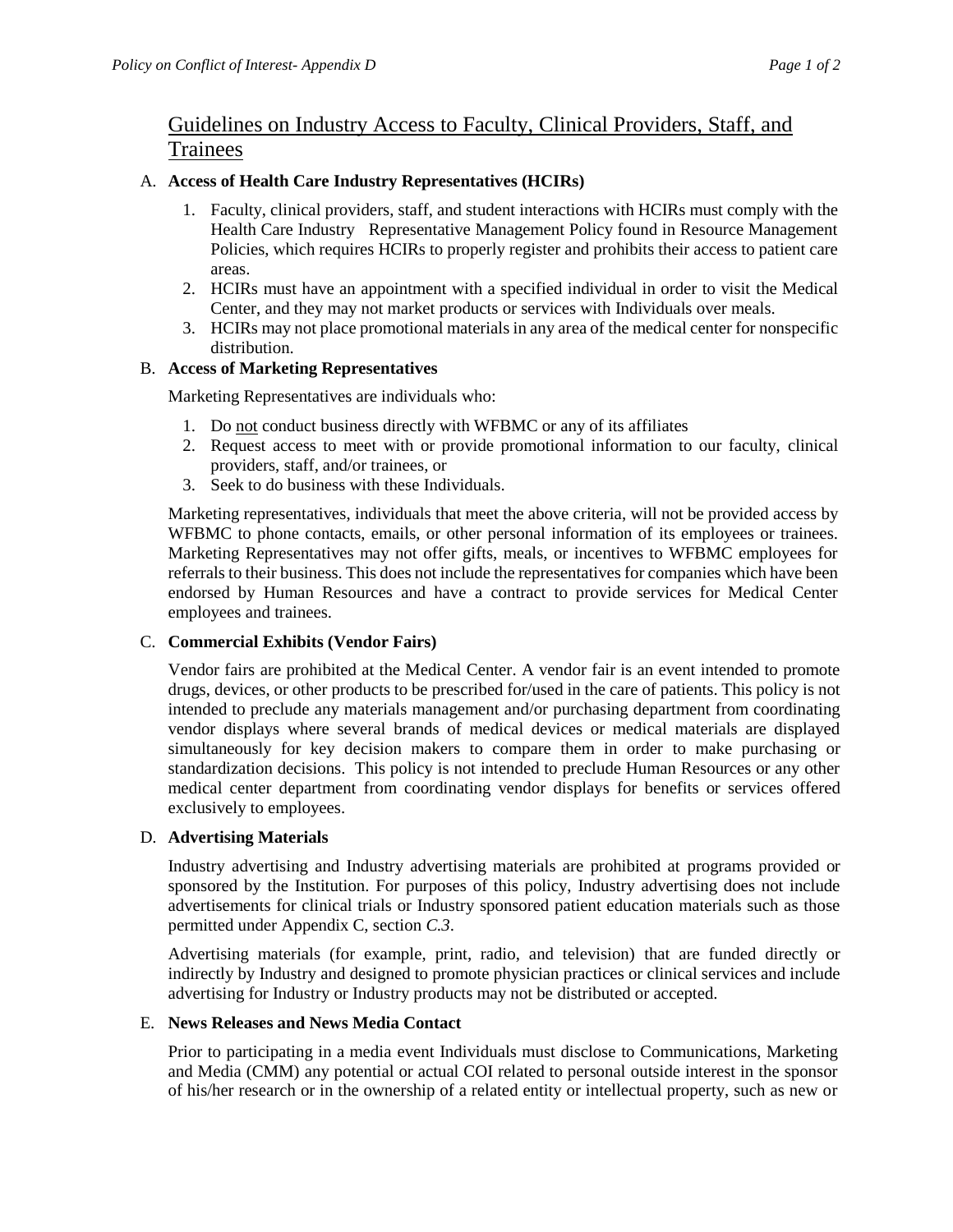## Guidelines on Industry Access to Faculty, Clinical Providers, Staff, and Trainees

A. **Access of Health Care Industry Representatives (HCIRs)**

1. Faculty, clinical providers, staff, and student interactions with HCIRs must comply with the Health Care Industry Representative Management Policy found in Resource Management Policies, which requires HCIRs to properly register and prohibits their access to patient care areas.
2. HCIRs must have an appointment with a specified individual in order to visit the Medical Center, and they may not market products or services with Individuals over meals.
3. HCIRs may not place promotional materials in any area of the medical center for nonspecific distribution.

B. **Access of Marketing Representatives**

Marketing Representatives are individuals who:

1. Do not conduct business directly with WFBMC or any of its affiliates
2. Request access to meet with or provide promotional information to our faculty, clinical providers, staff, and/or trainees, or
3. Seek to do business with these Individuals.

Marketing representatives, individuals that meet the above criteria, will not be provided access by WFBMC to phone contacts, emails, or other personal information of its employees or trainees. Marketing Representatives may not offer gifts, meals, or incentives to WFBMC employees for referrals to their business. This does not include the representatives for companies which have been endorsed by Human Resources and have a contract to provide services for Medical Center employees and trainees.

C. **Commercial Exhibits (Vendor Fairs)**

Vendor fairs are prohibited at the Medical Center. A vendor fair is an event intended to promote drugs, devices, or other products to be prescribed for/used in the care of patients. This policy is not intended to preclude any materials management and/or purchasing department from coordinating vendor displays where several brands of medical devices or medical materials are displayed simultaneously for key decision makers to compare them in order to make purchasing or standardization decisions. This policy is not intended to preclude Human Resources or any other medical center department from coordinating vendor displays for benefits or services offered exclusively to employees.

D. **Advertising Materials**

Industry advertising and Industry advertising materials are prohibited at programs provided or sponsored by the Institution. For purposes of this policy, Industry advertising does not include advertisements for clinical trials or Industry sponsored patient education materials such as those permitted under Appendix C, section *C.3*.

Advertising materials (for example, print, radio, and television) that are funded directly or indirectly by Industry and designed to promote physician practices or clinical services and include advertising for Industry or Industry products may not be distributed or accepted.

E. **News Releases and News Media Contact**

Prior to participating in a media event Individuals must disclose to Communications, Marketing and Media (CMM) any potential or actual COI related to personal outside interest in the sponsor of his/her research or in the ownership of a related entity or intellectual property, such as new or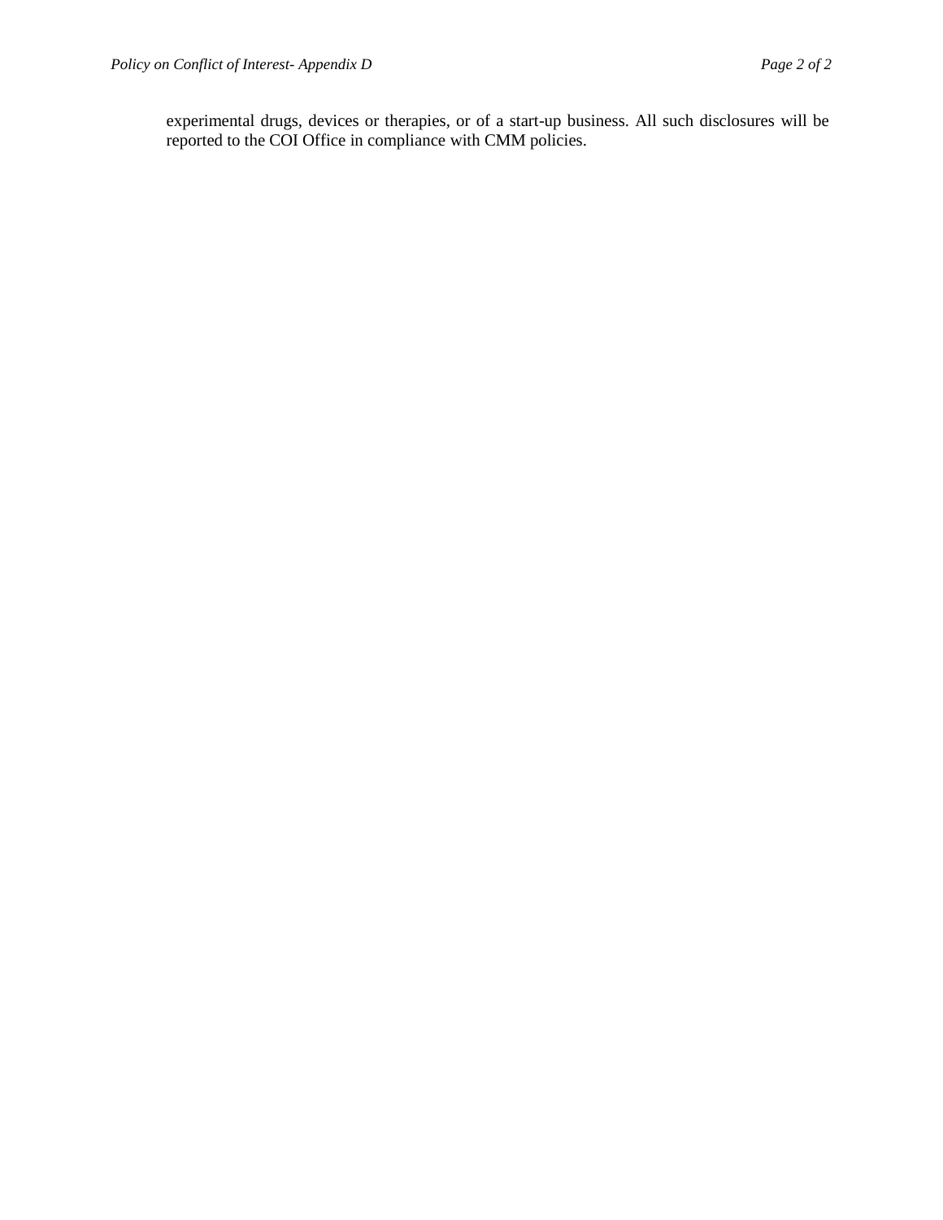experimental drugs, devices or therapies, or of a start-up business. All such disclosures will be reported to the COI Office in compliance with CMM policies.